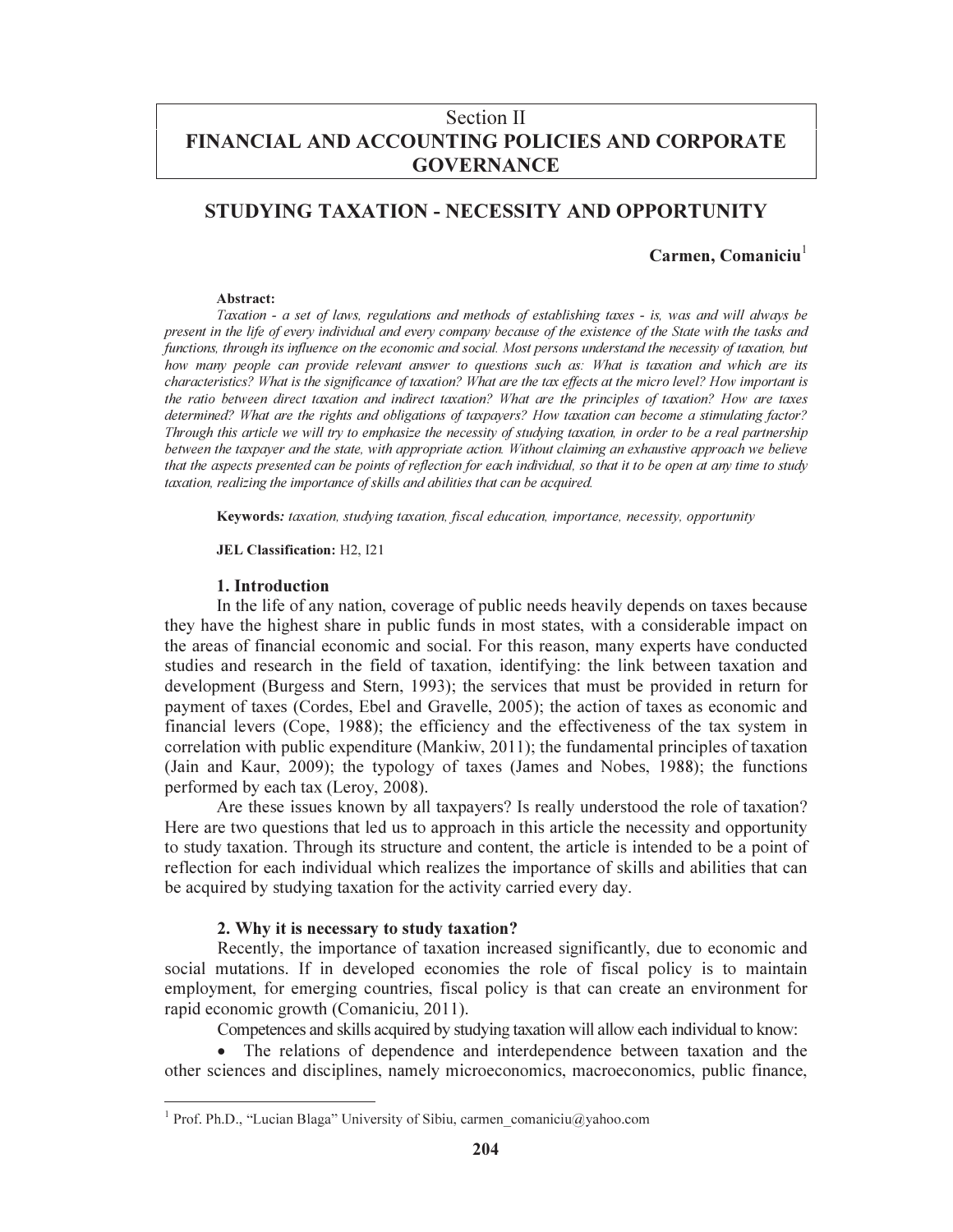# Section II
# FINANCIAL AND ACCOUNTING POLICIES AND CORPORATE GOVERNANCE

## STUDYING TAXATION - NECESSITY AND OPPORTUNITY

**Carmen, Comaniciu**[1]

**Abstract:**

*Taxation - a set of laws, regulations and methods of establishing taxes - is, was and will always be present in the life of every individual and every company because of the existence of the State with the tasks and functions, through its influence on the economic and social. Most persons understand the necessity of taxation, but how many people can provide relevant answer to questions such as: What is taxation and which are its characteristics? What is the significance of taxation? What are the tax effects at the micro level? How important is the ratio between direct taxation and indirect taxation? What are the principles of taxation? How are taxes determined? What are the rights and obligations of taxpayers? How taxation can become a stimulating factor? Through this article we will try to emphasize the necessity of studying taxation, in order to be a real partnership between the taxpayer and the state, with appropriate action. Without claiming an exhaustive approach we believe that the aspects presented can be points of reflection for each individual, so that it to be open at any time to study taxation, realizing the importance of skills and abilities that can be acquired.*

**Keywords***: taxation, studying taxation, fiscal education, importance, necessity, opportunity*

**JEL Classification:** H2, I21

### 1. Introduction

In the life of any nation, coverage of public needs heavily depends on taxes because they have the highest share in public funds in most states, with a considerable impact on the areas of financial economic and social. For this reason, many experts have conducted studies and research in the field of taxation, identifying: the link between taxation and development (Burgess and Stern, 1993); the services that must be provided in return for payment of taxes (Cordes, Ebel and Gravelle, 2005); the action of taxes as economic and financial levers (Cope, 1988); the efficiency and the effectiveness of the tax system in correlation with public expenditure (Mankiw, 2011); the fundamental principles of taxation (Jain and Kaur, 2009); the typology of taxes (James and Nobes, 1988); the functions performed by each tax (Leroy, 2008).

Are these issues known by all taxpayers? Is really understood the role of taxation? Here are two questions that led us to approach in this article the necessity and opportunity to study taxation. Through its structure and content, the article is intended to be a point of reflection for each individual which realizes the importance of skills and abilities that can be acquired by studying taxation for the activity carried every day.

### 2. Why it is necessary to study taxation?

Recently, the importance of taxation increased significantly, due to economic and social mutations. If in developed economies the role of fiscal policy is to maintain employment, for emerging countries, fiscal policy is that can create an environment for rapid economic growth (Comaniciu, 2011).

Competences and skills acquired by studying taxation will allow each individual to know:

- The relations of dependence and interdependence between taxation and the other sciences and disciplines, namely microeconomics, macroeconomics, public finance,

---

[1] Prof. Ph.D., "Lucian Blaga" University of Sibiu, carmen_comaniciu@yahoo.com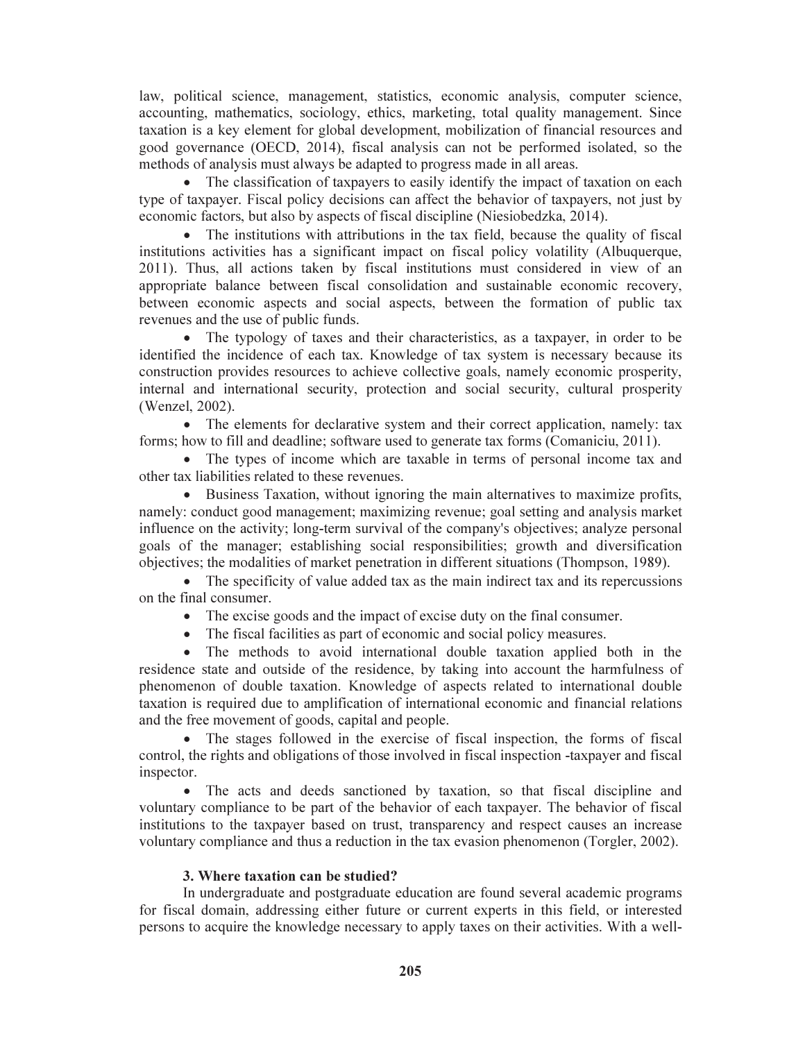law, political science, management, statistics, economic analysis, computer science, accounting, mathematics, sociology, ethics, marketing, total quality management. Since taxation is a key element for global development, mobilization of financial resources and good governance (OECD, 2014), fiscal analysis can not be performed isolated, so the methods of analysis must always be adapted to progress made in all areas.

- The classification of taxpayers to easily identify the impact of taxation on each type of taxpayer. Fiscal policy decisions can affect the behavior of taxpayers, not just by economic factors, but also by aspects of fiscal discipline (Niesiobedzka, 2014).
- The institutions with attributions in the tax field, because the quality of fiscal institutions activities has a significant impact on fiscal policy volatility (Albuquerque, 2011). Thus, all actions taken by fiscal institutions must considered in view of an appropriate balance between fiscal consolidation and sustainable economic recovery, between economic aspects and social aspects, between the formation of public tax revenues and the use of public funds.
- The typology of taxes and their characteristics, as a taxpayer, in order to be identified the incidence of each tax. Knowledge of tax system is necessary because its construction provides resources to achieve collective goals, namely economic prosperity, internal and international security, protection and social security, cultural prosperity (Wenzel, 2002).
- The elements for declarative system and their correct application, namely: tax forms; how to fill and deadline; software used to generate tax forms (Comaniciu, 2011).
- The types of income which are taxable in terms of personal income tax and other tax liabilities related to these revenues.
- Business Taxation, without ignoring the main alternatives to maximize profits, namely: conduct good management; maximizing revenue; goal setting and analysis market influence on the activity; long-term survival of the company's objectives; analyze personal goals of the manager; establishing social responsibilities; growth and diversification objectives; the modalities of market penetration in different situations (Thompson, 1989).
- The specificity of value added tax as the main indirect tax and its repercussions on the final consumer.
- The excise goods and the impact of excise duty on the final consumer.
- The fiscal facilities as part of economic and social policy measures.
- The methods to avoid international double taxation applied both in the residence state and outside of the residence, by taking into account the harmfulness of phenomenon of double taxation. Knowledge of aspects related to international double taxation is required due to amplification of international economic and financial relations and the free movement of goods, capital and people.
- The stages followed in the exercise of fiscal inspection, the forms of fiscal control, the rights and obligations of those involved in fiscal inspection -taxpayer and fiscal inspector.
- The acts and deeds sanctioned by taxation, so that fiscal discipline and voluntary compliance to be part of the behavior of each taxpayer. The behavior of fiscal institutions to the taxpayer based on trust, transparency and respect causes an increase voluntary compliance and thus a reduction in the tax evasion phenomenon (Torgler, 2002).

### 3. Where taxation can be studied?

In undergraduate and postgraduate education are found several academic programs for fiscal domain, addressing either future or current experts in this field, or interested persons to acquire the knowledge necessary to apply taxes on their activities. With a well-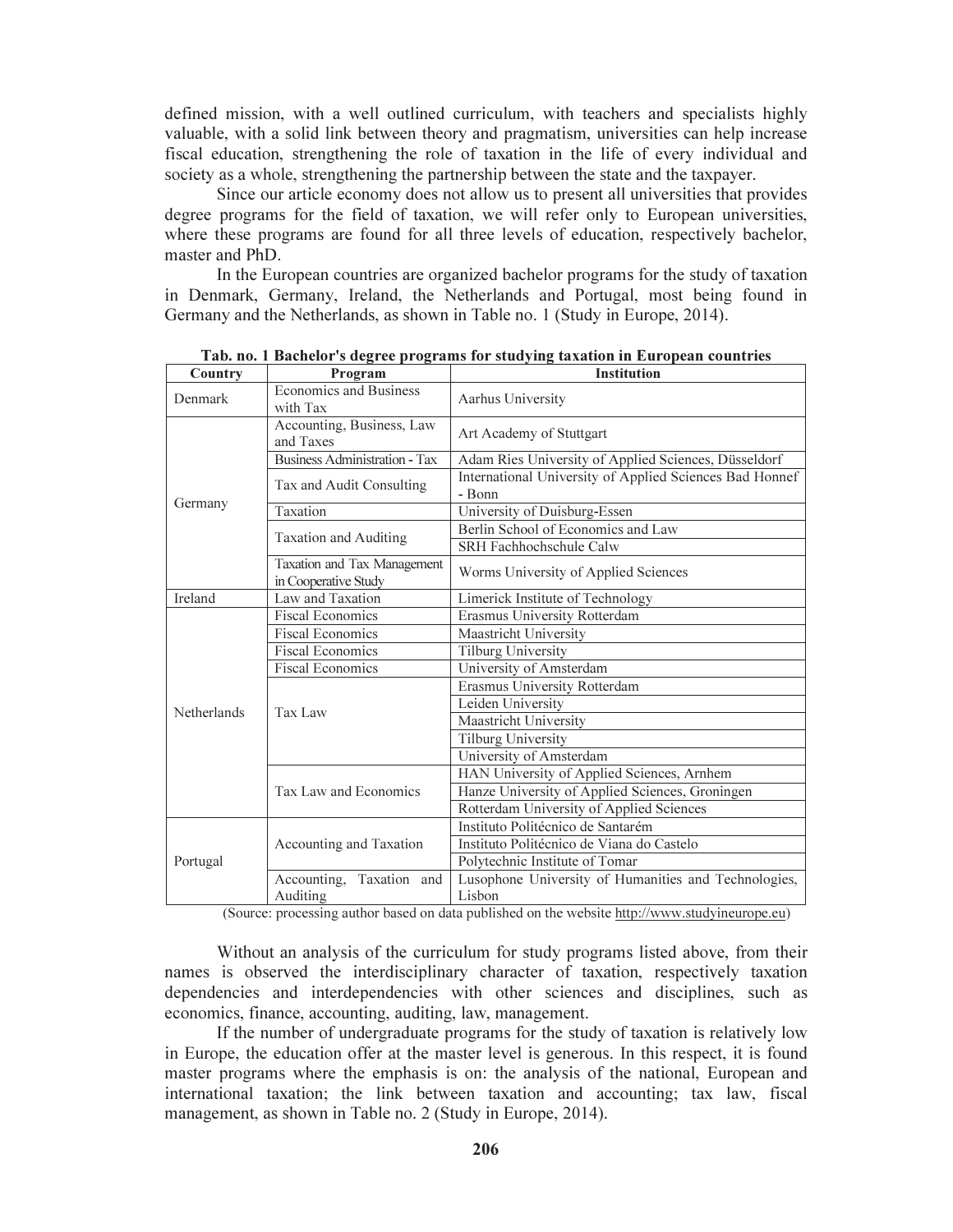defined mission, with a well outlined curriculum, with teachers and specialists highly valuable, with a solid link between theory and pragmatism, universities can help increase fiscal education, strengthening the role of taxation in the life of every individual and society as a whole, strengthening the partnership between the state and the taxpayer.

Since our article economy does not allow us to present all universities that provides degree programs for the field of taxation, we will refer only to European universities, where these programs are found for all three levels of education, respectively bachelor, master and PhD.

In the European countries are organized bachelor programs for the study of taxation in Denmark, Germany, Ireland, the Netherlands and Portugal, most being found in Germany and the Netherlands, as shown in Table no. 1 (Study in Europe, 2014).

**Tab. no. 1 Bachelor's degree programs for studying taxation in European countries**

| Country | Program | Institution |
|---|---|---|
| Denmark | Economics and Business with Tax | Aarhus University |
| Germany | Accounting, Business, Law and Taxes | Art Academy of Stuttgart |
| | Business Administration - Tax | Adam Ries University of Applied Sciences, Düsseldorf |
| | Tax and Audit Consulting | International University of Applied Sciences Bad Honnef - Bonn |
| | Taxation | University of Duisburg-Essen |
| | Taxation and Auditing | Berlin School of Economics and Law |
| | | SRH Fachhochschule Calw |
| | Taxation and Tax Management in Cooperative Study | Worms University of Applied Sciences |
| Ireland | Law and Taxation | Limerick Institute of Technology |
| Netherlands | Fiscal Economics | Erasmus University Rotterdam |
| | Fiscal Economics | Maastricht University |
| | Fiscal Economics | Tilburg University |
| | Fiscal Economics | University of Amsterdam |
| | Tax Law | Erasmus University Rotterdam |
| | | Leiden University |
| | | Maastricht University |
| | | Tilburg University |
| | | University of Amsterdam |
| | Tax Law and Economics | HAN University of Applied Sciences, Arnhem |
| | | Hanze University of Applied Sciences, Groningen |
| | | Rotterdam University of Applied Sciences |
| Portugal | Accounting and Taxation | Instituto Politécnico de Santarém |
| | | Instituto Politécnico de Viana do Castelo |
| | | Polytechnic Institute of Tomar |
| | Accounting, Taxation and Auditing | Lusophone University of Humanities and Technologies, Lisbon |

(Source: processing author based on data published on the website http://www.studyineurope.eu)

Without an analysis of the curriculum for study programs listed above, from their names is observed the interdisciplinary character of taxation, respectively taxation dependencies and interdependencies with other sciences and disciplines, such as economics, finance, accounting, auditing, law, management.

If the number of undergraduate programs for the study of taxation is relatively low in Europe, the education offer at the master level is generous. In this respect, it is found master programs where the emphasis is on: the analysis of the national, European and international taxation; the link between taxation and accounting; tax law, fiscal management, as shown in Table no. 2 (Study in Europe, 2014).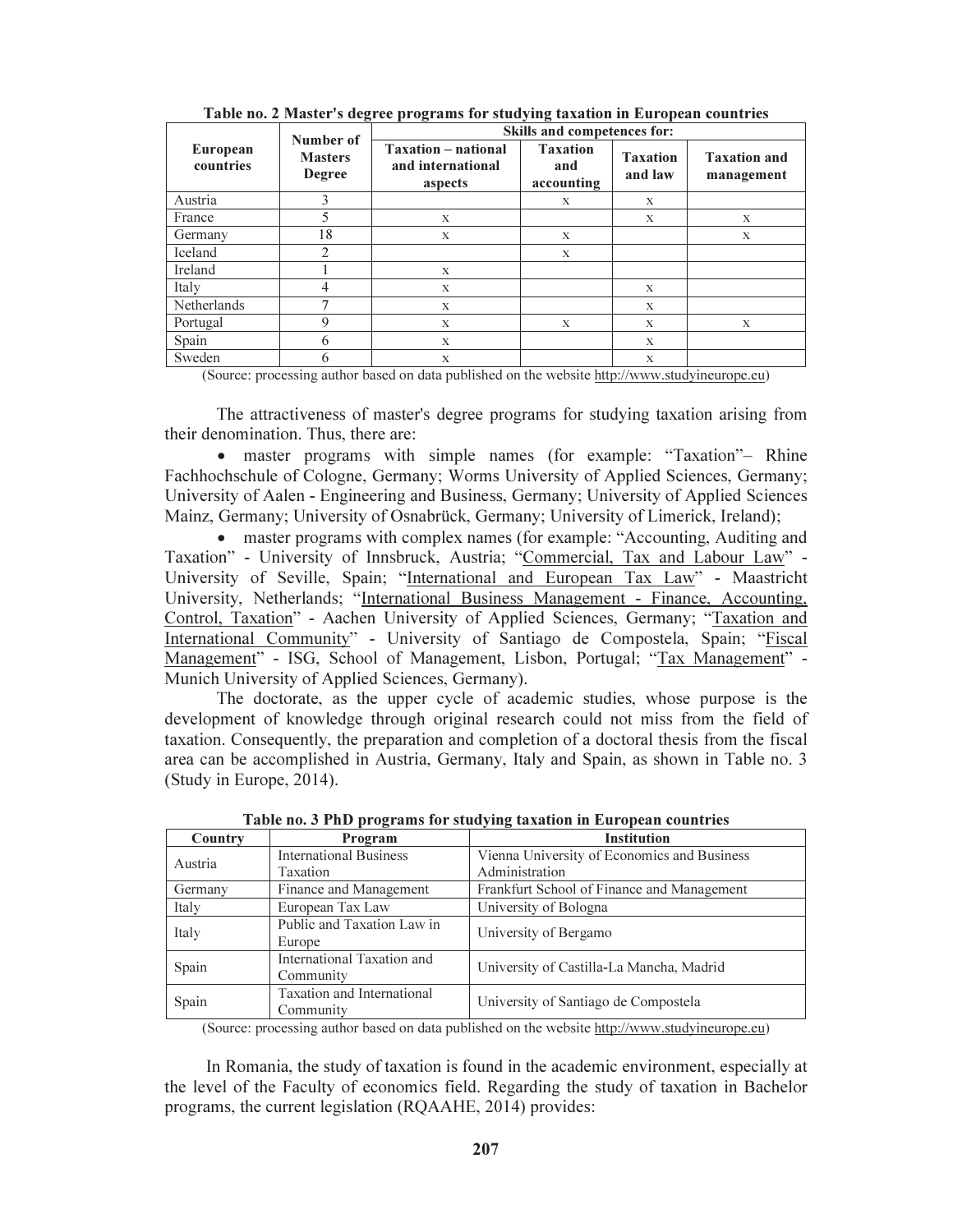**Table no. 2 Master's degree programs for studying taxation in European countries**

| European countries | Number of Masters Degree | Skills and competences for: | | | |
|---|---|---|---|---|---|
| | | Taxation – national and international aspects | Taxation and accounting | Taxation and law | Taxation and management |
| Austria | 3 | | x | x | |
| France | 5 | x | | x | x |
| Germany | 18 | x | x | | x |
| Iceland | 2 | | x | | |
| Ireland | 1 | x | | | |
| Italy | 4 | x | | x | |
| Netherlands | 7 | x | | x | |
| Portugal | 9 | x | x | x | x |
| Spain | 6 | x | | x | |
| Sweden | 6 | x | | x | |

(Source: processing author based on data published on the website http://www.studyineurope.eu)

The attractiveness of master's degree programs for studying taxation arising from their denomination. Thus, there are:

- master programs with simple names (for example: "Taxation"– Rhine Fachhochschule of Cologne, Germany; Worms University of Applied Sciences, Germany; University of Aalen - Engineering and Business, Germany; University of Applied Sciences Mainz, Germany; University of Osnabrück, Germany; University of Limerick, Ireland);
- master programs with complex names (for example: "Accounting, Auditing and Taxation" - University of Innsbruck, Austria; "Commercial, Tax and Labour Law" - University of Seville, Spain; "International and European Tax Law" - Maastricht University, Netherlands; "International Business Management - Finance, Accounting, Control, Taxation" - Aachen University of Applied Sciences, Germany; "Taxation and International Community" - University of Santiago de Compostela, Spain; "Fiscal Management" - ISG, School of Management, Lisbon, Portugal; "Tax Management" - Munich University of Applied Sciences, Germany).

The doctorate, as the upper cycle of academic studies, whose purpose is the development of knowledge through original research could not miss from the field of taxation. Consequently, the preparation and completion of a doctoral thesis from the fiscal area can be accomplished in Austria, Germany, Italy and Spain, as shown in Table no. 3 (Study in Europe, 2014).

**Table no. 3 PhD programs for studying taxation in European countries**

| Country | Program | Institution |
|---|---|---|
| Austria | International Business Taxation | Vienna University of Economics and Business Administration |
| Germany | Finance and Management | Frankfurt School of Finance and Management |
| Italy | European Tax Law | University of Bologna |
| Italy | Public and Taxation Law in Europe | University of Bergamo |
| Spain | International Taxation and Community | University of Castilla-La Mancha, Madrid |
| Spain | Taxation and International Community | University of Santiago de Compostela |

(Source: processing author based on data published on the website http://www.studyineurope.eu)

In Romania, the study of taxation is found in the academic environment, especially at the level of the Faculty of economics field. Regarding the study of taxation in Bachelor programs, the current legislation (RQAAHE, 2014) provides: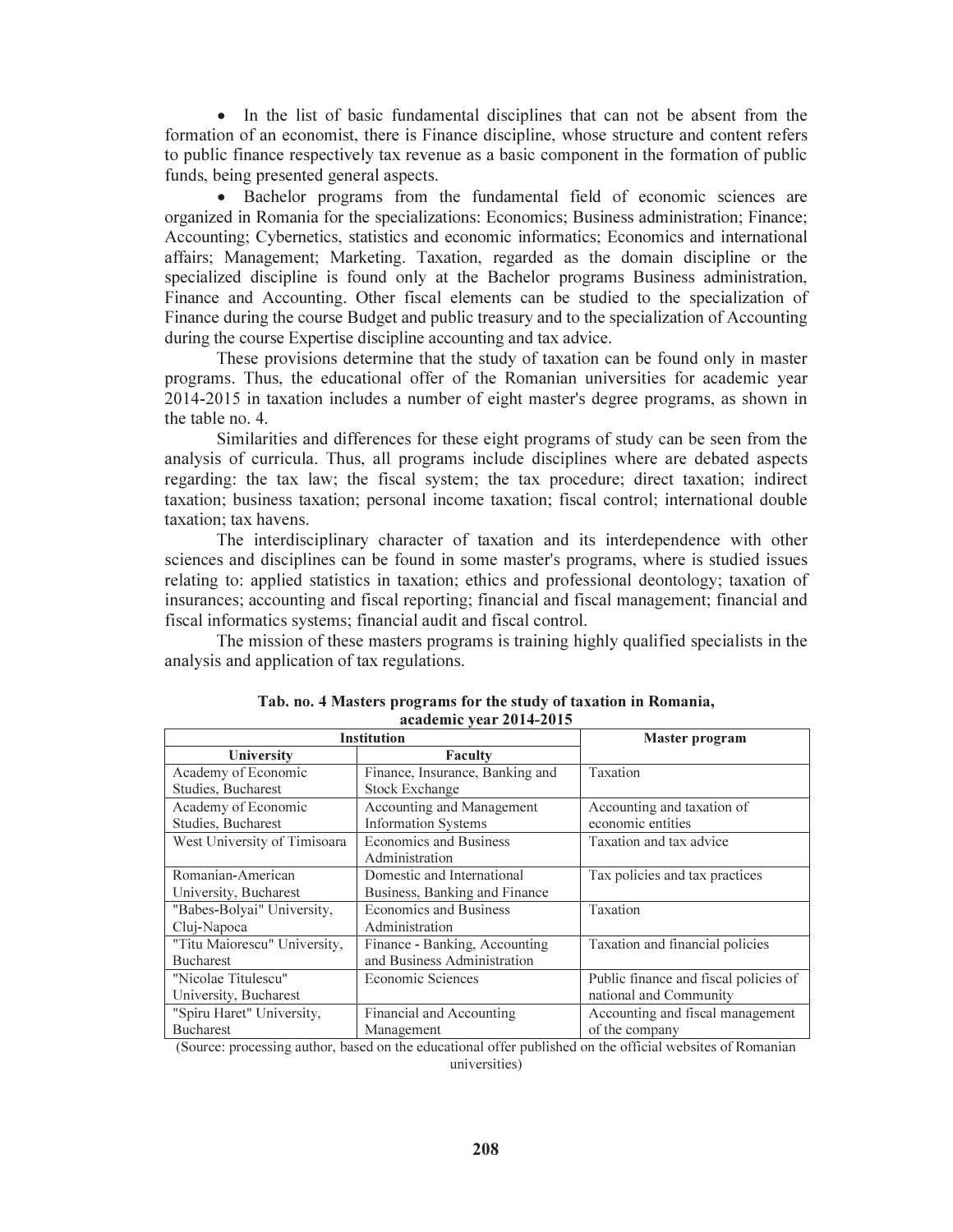- In the list of basic fundamental disciplines that can not be absent from the formation of an economist, there is Finance discipline, whose structure and content refers to public finance respectively tax revenue as a basic component in the formation of public funds, being presented general aspects.
- Bachelor programs from the fundamental field of economic sciences are organized in Romania for the specializations: Economics; Business administration; Finance; Accounting; Cybernetics, statistics and economic informatics; Economics and international affairs; Management; Marketing. Taxation, regarded as the domain discipline or the specialized discipline is found only at the Bachelor programs Business administration, Finance and Accounting. Other fiscal elements can be studied to the specialization of Finance during the course Budget and public treasury and to the specialization of Accounting during the course Expertise discipline accounting and tax advice.

These provisions determine that the study of taxation can be found only in master programs. Thus, the educational offer of the Romanian universities for academic year 2014-2015 in taxation includes a number of eight master's degree programs, as shown in the table no. 4.

Similarities and differences for these eight programs of study can be seen from the analysis of curricula. Thus, all programs include disciplines where are debated aspects regarding: the tax law; the fiscal system; the tax procedure; direct taxation; indirect taxation; business taxation; personal income taxation; fiscal control; international double taxation; tax havens.

The interdisciplinary character of taxation and its interdependence with other sciences and disciplines can be found in some master's programs, where is studied issues relating to: applied statistics in taxation; ethics and professional deontology; taxation of insurances; accounting and fiscal reporting; financial and fiscal management; financial and fiscal informatics systems; financial audit and fiscal control.

The mission of these masters programs is training highly qualified specialists in the analysis and application of tax regulations.

**Tab. no. 4 Masters programs for the study of taxation in Romania, academic year 2014-2015**

| Institution | | Master program |
|---|---|---|
| **University** | **Faculty** | |
| Academy of Economic Studies, Bucharest | Finance, Insurance, Banking and Stock Exchange | Taxation |
| Academy of Economic Studies, Bucharest | Accounting and Management Information Systems | Accounting and taxation of economic entities |
| West University of Timisoara | Economics and Business Administration | Taxation and tax advice |
| Romanian-American University, Bucharest | Domestic and International Business, Banking and Finance | Tax policies and tax practices |
| "Babes-Bolyai" University, Cluj-Napoca | Economics and Business Administration | Taxation |
| "Titu Maiorescu" University, Bucharest | Finance - Banking, Accounting and Business Administration | Taxation and financial policies |
| "Nicolae Titulescu" University, Bucharest | Economic Sciences | Public finance and fiscal policies of national and Community |
| "Spiru Haret" University, Bucharest | Financial and Accounting Management | Accounting and fiscal management of the company |

(Source: processing author, based on the educational offer published on the official websites of Romanian universities)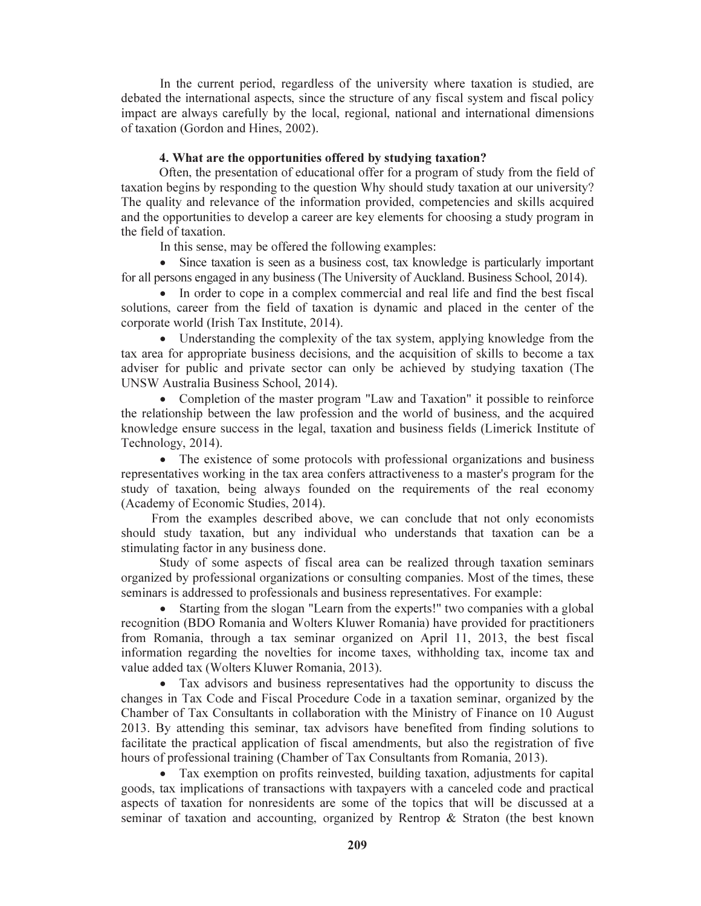In the current period, regardless of the university where taxation is studied, are debated the international aspects, since the structure of any fiscal system and fiscal policy impact are always carefully by the local, regional, national and international dimensions of taxation (Gordon and Hines, 2002).

### 4. What are the opportunities offered by studying taxation?

Often, the presentation of educational offer for a program of study from the field of taxation begins by responding to the question Why should study taxation at our university? The quality and relevance of the information provided, competencies and skills acquired and the opportunities to develop a career are key elements for choosing a study program in the field of taxation.

In this sense, may be offered the following examples:

- Since taxation is seen as a business cost, tax knowledge is particularly important for all persons engaged in any business (The University of Auckland. Business School, 2014).
- In order to cope in a complex commercial and real life and find the best fiscal solutions, career from the field of taxation is dynamic and placed in the center of the corporate world (Irish Tax Institute, 2014).
- Understanding the complexity of the tax system, applying knowledge from the tax area for appropriate business decisions, and the acquisition of skills to become a tax adviser for public and private sector can only be achieved by studying taxation (The UNSW Australia Business School, 2014).
- Completion of the master program "Law and Taxation" it possible to reinforce the relationship between the law profession and the world of business, and the acquired knowledge ensure success in the legal, taxation and business fields (Limerick Institute of Technology, 2014).
- The existence of some protocols with professional organizations and business representatives working in the tax area confers attractiveness to a master's program for the study of taxation, being always founded on the requirements of the real economy (Academy of Economic Studies, 2014).

From the examples described above, we can conclude that not only economists should study taxation, but any individual who understands that taxation can be a stimulating factor in any business done.

Study of some aspects of fiscal area can be realized through taxation seminars organized by professional organizations or consulting companies. Most of the times, these seminars is addressed to professionals and business representatives. For example:

- Starting from the slogan "Learn from the experts!" two companies with a global recognition (BDO Romania and Wolters Kluwer Romania) have provided for practitioners from Romania, through a tax seminar organized on April 11, 2013, the best fiscal information regarding the novelties for income taxes, withholding tax, income tax and value added tax (Wolters Kluwer Romania, 2013).
- Tax advisors and business representatives had the opportunity to discuss the changes in Tax Code and Fiscal Procedure Code in a taxation seminar, organized by the Chamber of Tax Consultants in collaboration with the Ministry of Finance on 10 August 2013. By attending this seminar, tax advisors have benefited from finding solutions to facilitate the practical application of fiscal amendments, but also the registration of five hours of professional training (Chamber of Tax Consultants from Romania, 2013).
- Tax exemption on profits reinvested, building taxation, adjustments for capital goods, tax implications of transactions with taxpayers with a canceled code and practical aspects of taxation for nonresidents are some of the topics that will be discussed at a seminar of taxation and accounting, organized by Rentrop & Straton (the best known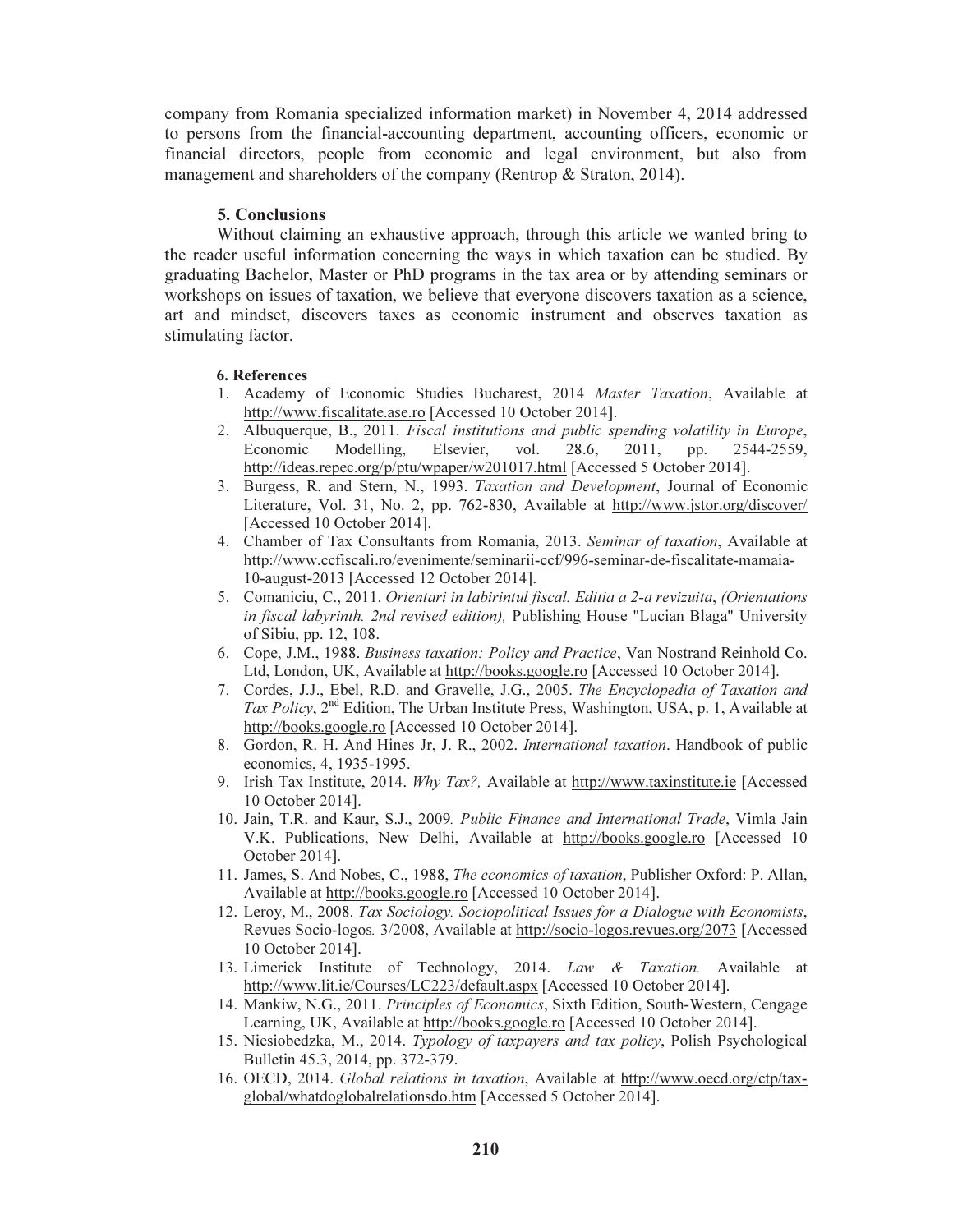company from Romania specialized information market) in November 4, 2014 addressed to persons from the financial-accounting department, accounting officers, economic or financial directors, people from economic and legal environment, but also from management and shareholders of the company (Rentrop & Straton, 2014).

## 5. Conclusions

Without claiming an exhaustive approach, through this article we wanted bring to the reader useful information concerning the ways in which taxation can be studied. By graduating Bachelor, Master or PhD programs in the tax area or by attending seminars or workshops on issues of taxation, we believe that everyone discovers taxation as a science, art and mindset, discovers taxes as economic instrument and observes taxation as stimulating factor.

## 6. References

1. Academy of Economic Studies Bucharest, 2014 *Master Taxation*, Available at http://www.fiscalitate.ase.ro [Accessed 10 October 2014].
2. Albuquerque, B., 2011. *Fiscal institutions and public spending volatility in Europe*, Economic Modelling, Elsevier, vol. 28.6, 2011, pp. 2544-2559, http://ideas.repec.org/p/ptu/wpaper/w201017.html [Accessed 5 October 2014].
3. Burgess, R. and Stern, N., 1993. *Taxation and Development*, Journal of Economic Literature, Vol. 31, No. 2, pp. 762-830, Available at http://www.jstor.org/discover/ [Accessed 10 October 2014].
4. Chamber of Tax Consultants from Romania, 2013. *Seminar of taxation*, Available at http://www.ccfiscali.ro/evenimente/seminarii-ccf/996-seminar-de-fiscalitate-mamaia-10-august-2013 [Accessed 12 October 2014].
5. Comaniciu, C., 2011. *Orientari in labirintul fiscal. Editia a 2-a revizuita*, *(Orientations in fiscal labyrinth. 2nd revised edition),* Publishing House "Lucian Blaga" University of Sibiu, pp. 12, 108.
6. Cope, J.M., 1988. *Business taxation: Policy and Practice*, Van Nostrand Reinhold Co. Ltd, London, UK, Available at http://books.google.ro [Accessed 10 October 2014].
7. Cordes, J.J., Ebel, R.D. and Gravelle, J.G., 2005. *The Encyclopedia of Taxation and Tax Policy*, 2nd Edition, The Urban Institute Press, Washington, USA, p. 1, Available at http://books.google.ro [Accessed 10 October 2014].
8. Gordon, R. H. And Hines Jr, J. R., 2002. *International taxation*. Handbook of public economics, 4, 1935-1995.
9. Irish Tax Institute, 2014. *Why Tax?,* Available at http://www.taxinstitute.ie [Accessed 10 October 2014].
10. Jain, T.R. and Kaur, S.J., 2009*. Public Finance and International Trade*, Vimla Jain V.K. Publications, New Delhi, Available at http://books.google.ro [Accessed 10 October 2014].
11. James, S. And Nobes, C., 1988, *The economics of taxation*, Publisher Oxford: P. Allan, Available at http://books.google.ro [Accessed 10 October 2014].
12. Leroy, M., 2008. *Tax Sociology. Sociopolitical Issues for a Dialogue with Economists*, Revues Socio-logos*.* 3/2008, Available at http://socio-logos.revues.org/2073 [Accessed 10 October 2014].
13. Limerick Institute of Technology, 2014. *Law & Taxation.* Available at http://www.lit.ie/Courses/LC223/default.aspx [Accessed 10 October 2014].
14. Mankiw, N.G., 2011. *Principles of Economics*, Sixth Edition, South-Western, Cengage Learning, UK, Available at http://books.google.ro [Accessed 10 October 2014].
15. Niesiobedzka, M., 2014. *Typology of taxpayers and tax policy*, Polish Psychological Bulletin 45.3, 2014, pp. 372-379.
16. OECD, 2014. *Global relations in taxation*, Available at http://www.oecd.org/ctp/tax-global/whatdoglobalrelationsdo.htm [Accessed 5 October 2014].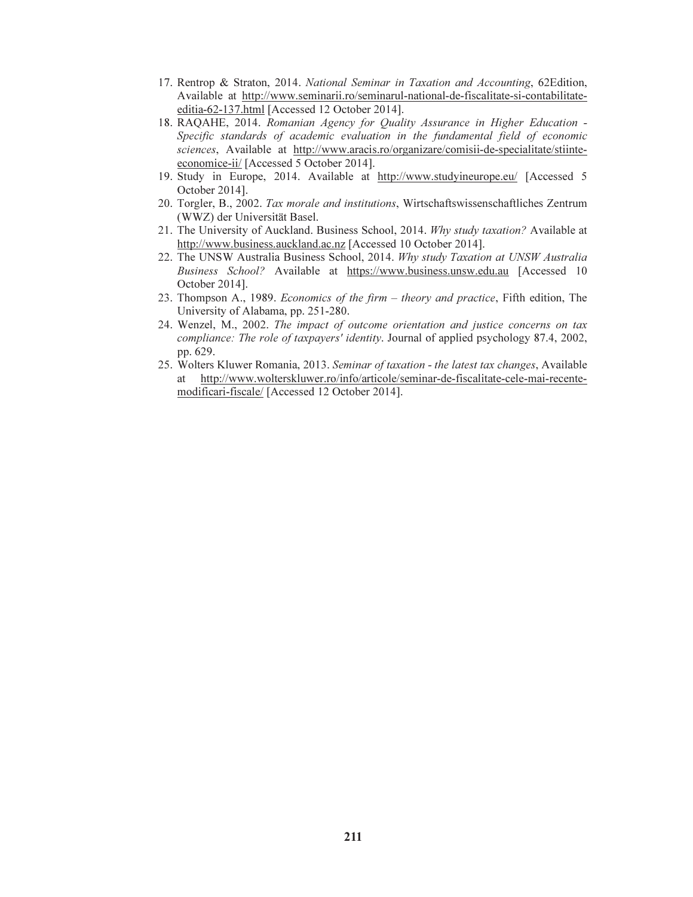17. Rentrop & Straton, 2014. *National Seminar in Taxation and Accounting*, 62Edition, Available at http://www.seminarii.ro/seminarul-national-de-fiscalitate-si-contabilitate-editia-62-137.html [Accessed 12 October 2014].
18. RAQAHE, 2014. *Romanian Agency for Quality Assurance in Higher Education - Specific standards of academic evaluation in the fundamental field of economic sciences*, Available at http://www.aracis.ro/organizare/comisii-de-specialitate/stiinte-economice-ii/ [Accessed 5 October 2014].
19. Study in Europe, 2014. Available at http://www.studyineurope.eu/ [Accessed 5 October 2014].
20. Torgler, B., 2002. *Tax morale and institutions*, Wirtschaftswissenschaftliches Zentrum (WWZ) der Universität Basel.
21. The University of Auckland. Business School, 2014. *Why study taxation?* Available at http://www.business.auckland.ac.nz [Accessed 10 October 2014].
22. The UNSW Australia Business School, 2014. *Why study Taxation at UNSW Australia Business School?* Available at https://www.business.unsw.edu.au [Accessed 10 October 2014].
23. Thompson A., 1989. *Economics of the firm – theory and practice*, Fifth edition, The University of Alabama, pp. 251-280.
24. Wenzel, M., 2002. *The impact of outcome orientation and justice concerns on tax compliance: The role of taxpayers' identity*. Journal of applied psychology 87.4, 2002, pp. 629.
25. Wolters Kluwer Romania, 2013. *Seminar of taxation - the latest tax changes*, Available at http://www.wolterskluwer.ro/info/articole/seminar-de-fiscalitate-cele-mai-recente-modificari-fiscale/ [Accessed 12 October 2014].